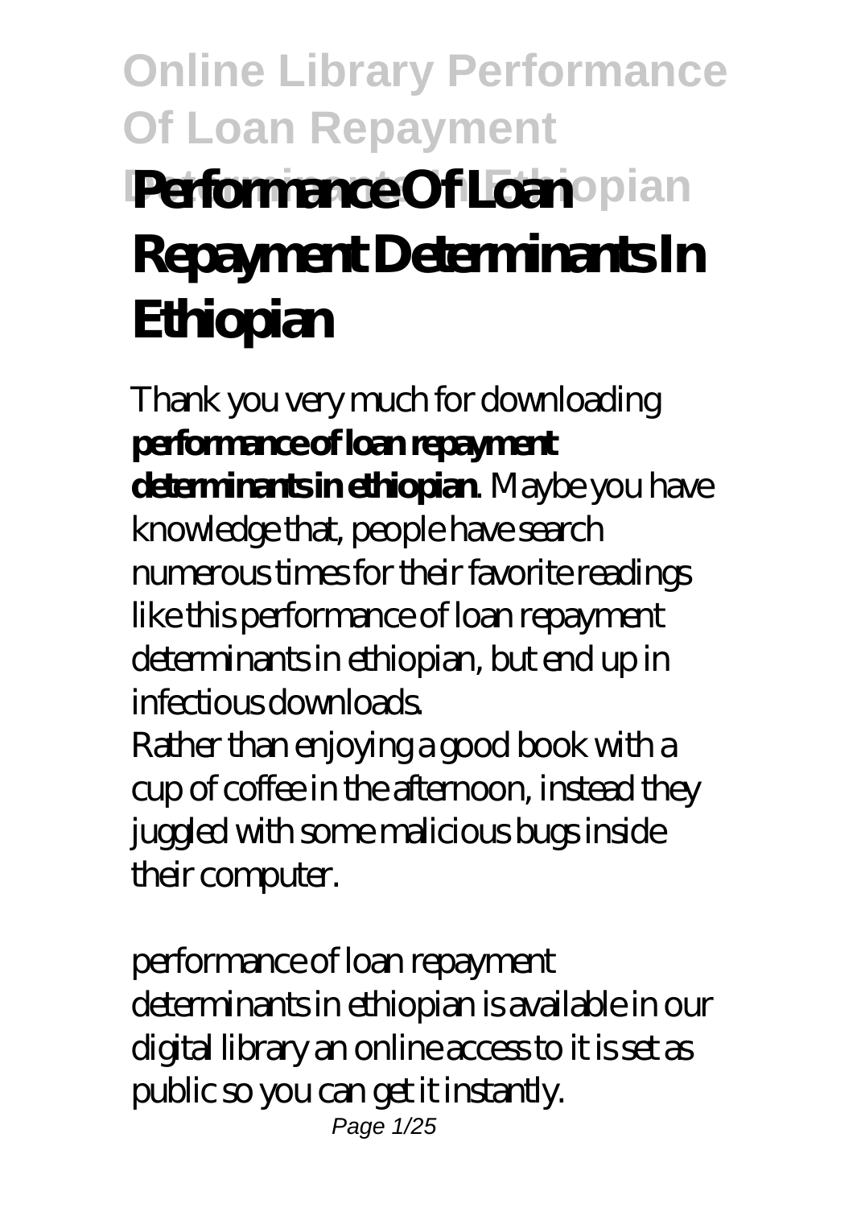# Performance Of Loan Repayment Determinants In Ethiopian

Thank you very much for downloading **performance of loan repayment determinants in ethiopian**. Maybe you have knowledge that, people have search numerous times for their favorite readings like this performance of loan repayment determinants in ethiopian, but end up in infectious downloads.

Rather than enjoying a good book with a cup of coffee in the afternoon, instead they juggled with some malicious bugs inside their computer.

performance of loan repayment determinants in ethiopian is available in our digital library an online access to it is set as public so you can get it instantly.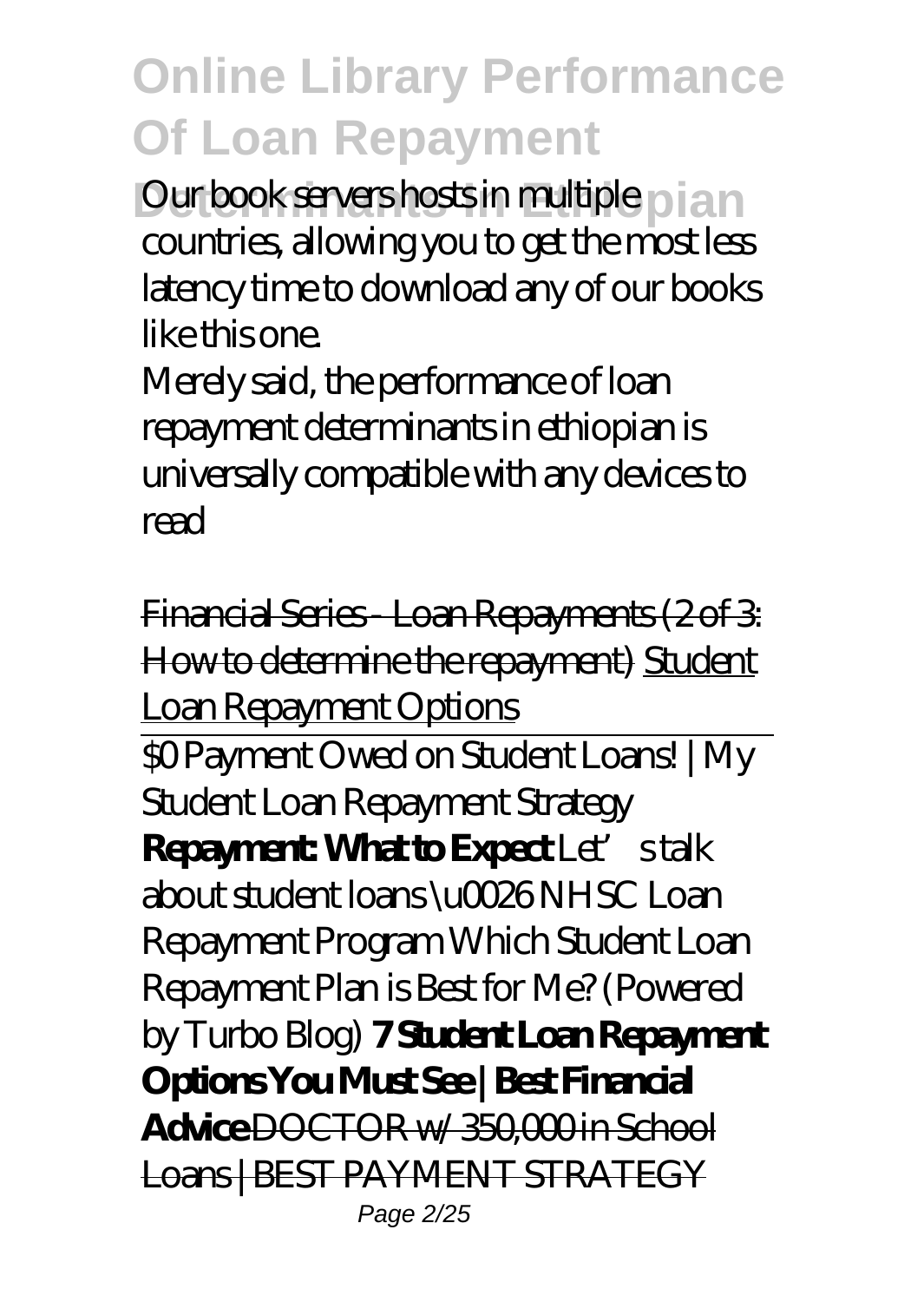Our book servers hosts in multiple countries, allowing you to get the most less latency time to download any of our books like this one.

Merely said, the performance of loan repayment determinants in ethiopian is universally compatible with any devices to read

Financial Series - Loan Repayments (2 of 3: How to determine the repayment) Student Loan Repayment Options

$0 Payment Owed on Student Loans! | My Student Loan Repayment Strategy

**Repayment: What to Expect** *Let's talk about student loans \u0026 NHSC Loan Repayment Program* *Which Student Loan Repayment Plan is Best for Me? (Powered by Turbo Blog)* **7 Student Loan Repayment Options You Must See | Best Financial Advice** DOCTOR w/ 350,000 in School Loans | BEST PAYMENT STRATEGY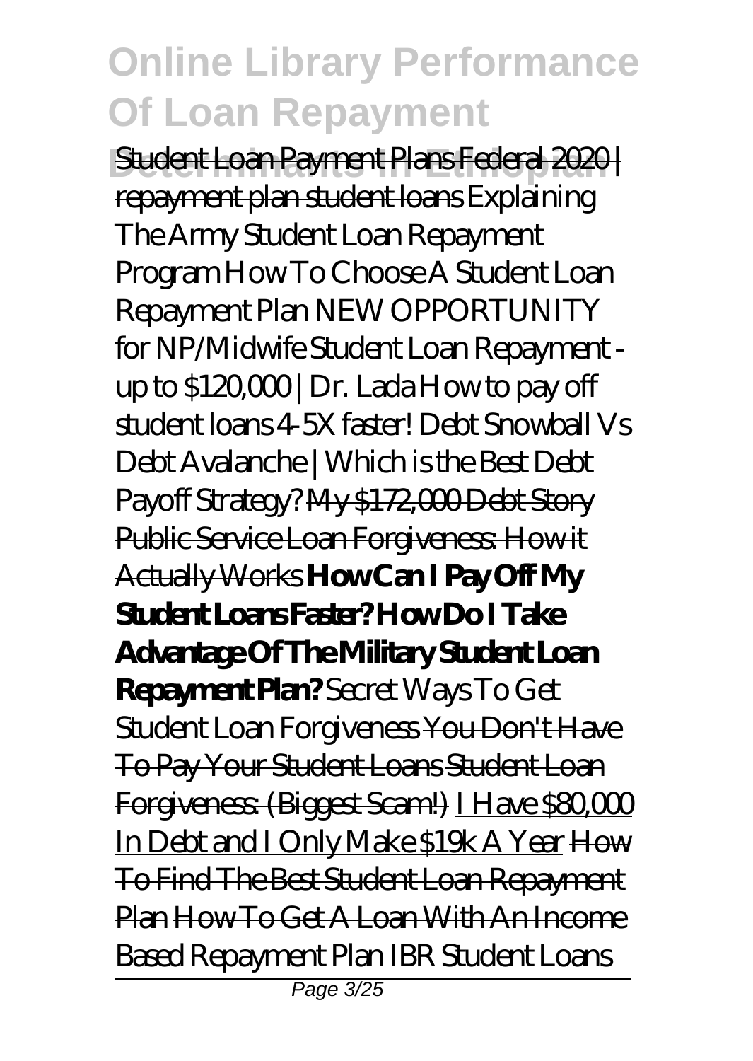Student Loan Payment Plans Federal 2020 | repayment plan student loans *Explaining The Army Student Loan Repayment Program* *How To Choose A Student Loan Repayment Plan* *NEW OPPORTUNITY for NP/Midwife Student Loan Repayment - up to $120,000 | Dr. Lada* *How to pay off student loans 4-5X faster!* *Debt Snowball Vs Debt Avalanche | Which is the Best Debt Payoff Strategy?* My $172,000 Debt Story Public Service Loan Forgiveness: How it Actually Works **How Can I Pay Off My Student Loans Faster? How Do I Take Advantage Of The Military Student Loan Repayment Plan?** *Secret Ways To Get Student Loan Forgiveness* You Don't Have To Pay Your Student Loans Student Loan Forgiveness: (Biggest Scam!) I Have $80,000 In Debt and I Only Make $19k A Year How To Find The Best Student Loan Repayment Plan How To Get A Loan With An Income Based Repayment Plan IBR Student Loans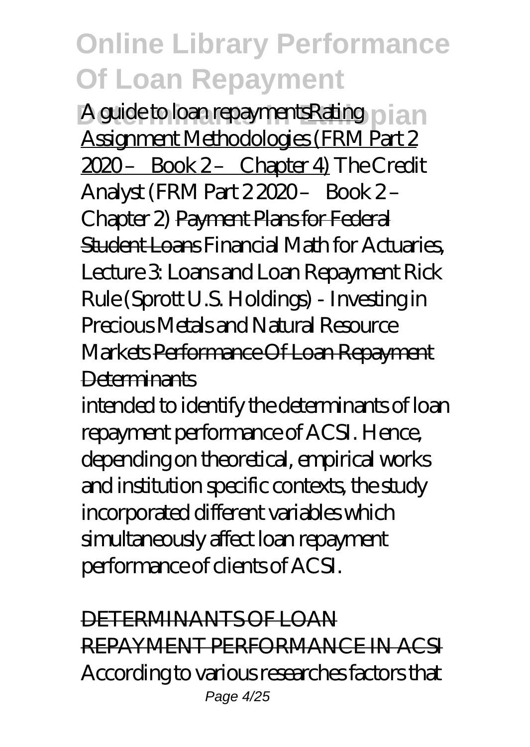A guide to loan repayments[Rating Assignment Methodologies (FRM Part 2 2020 – Book 2 – Chapter 4)] *The Credit Analyst (FRM Part 2 2020 – Book 2 – Chapter 2)* [Payment Plans for Federal Student Loans] *Financial Math for Actuaries, Lecture 3: Loans and Loan Repayment Rick Rule (Sprott U.S. Holdings) - Investing in Precious Metals and Natural Resource Markets* [Performance Of Loan Repayment Determinants]

intended to identify the determinants of loan repayment performance of ACSI. Hence, depending on theoretical, empirical works and institution specific contexts, the study incorporated different variables which simultaneously affect loan repayment performance of clients of ACSI.

[DETERMINANTS OF LOAN REPAYMENT PERFORMANCE IN ACSI]

According to various researches factors that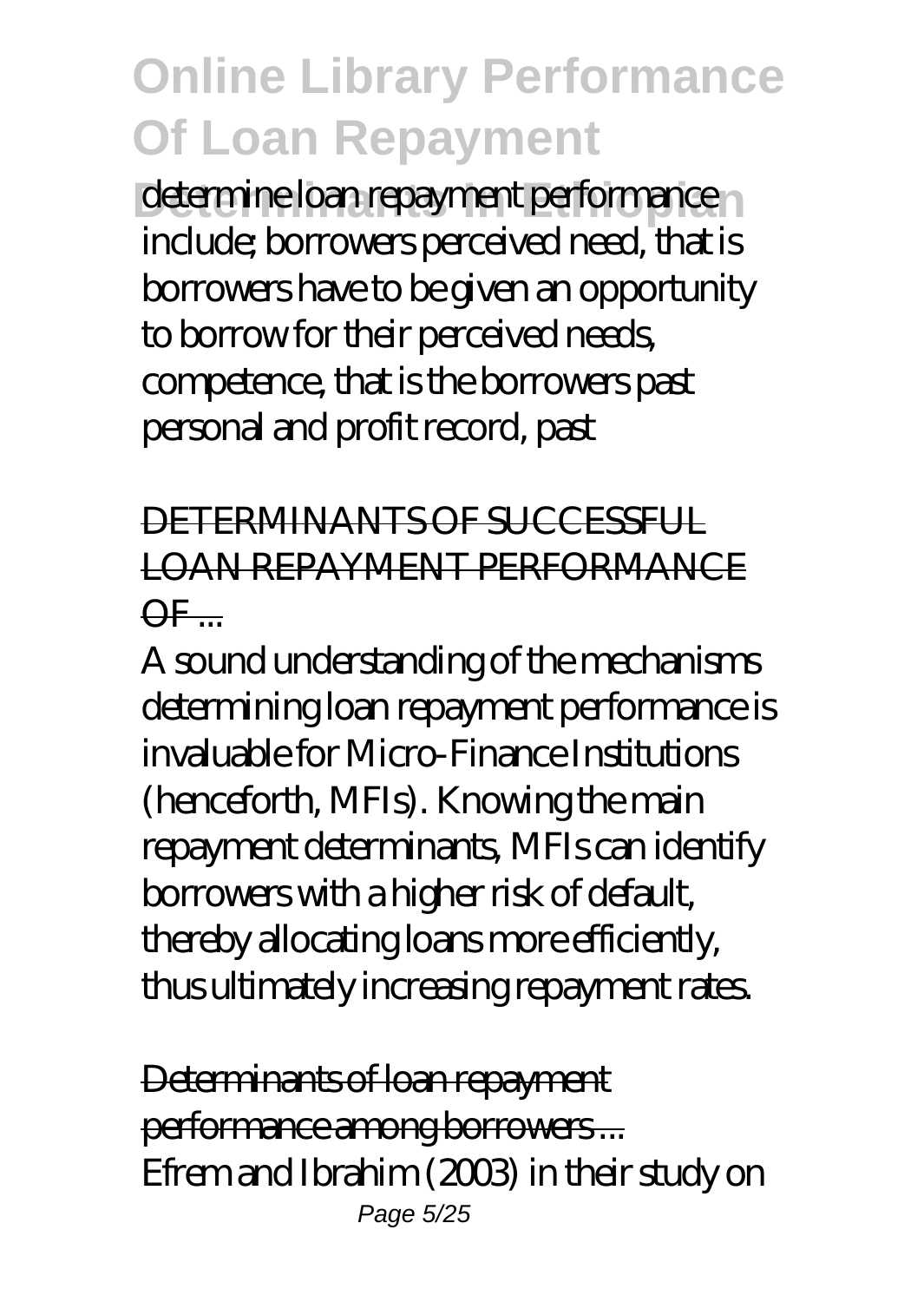determine loan repayment performance include; borrowers perceived need, that is borrowers have to be given an opportunity to borrow for their perceived needs, competence, that is the borrowers past personal and profit record, past

## DETERMINANTS OF SUCCESSFUL LOAN REPAYMENT PERFORMANCE OF ...

A sound understanding of the mechanisms determining loan repayment performance is invaluable for Micro-Finance Institutions (henceforth, MFIs). Knowing the main repayment determinants, MFIs can identify borrowers with a higher risk of default, thereby allocating loans more efficiently, thus ultimately increasing repayment rates.

## Determinants of loan repayment performance among borrowers ...

Efrem and Ibrahim (2003) in their study on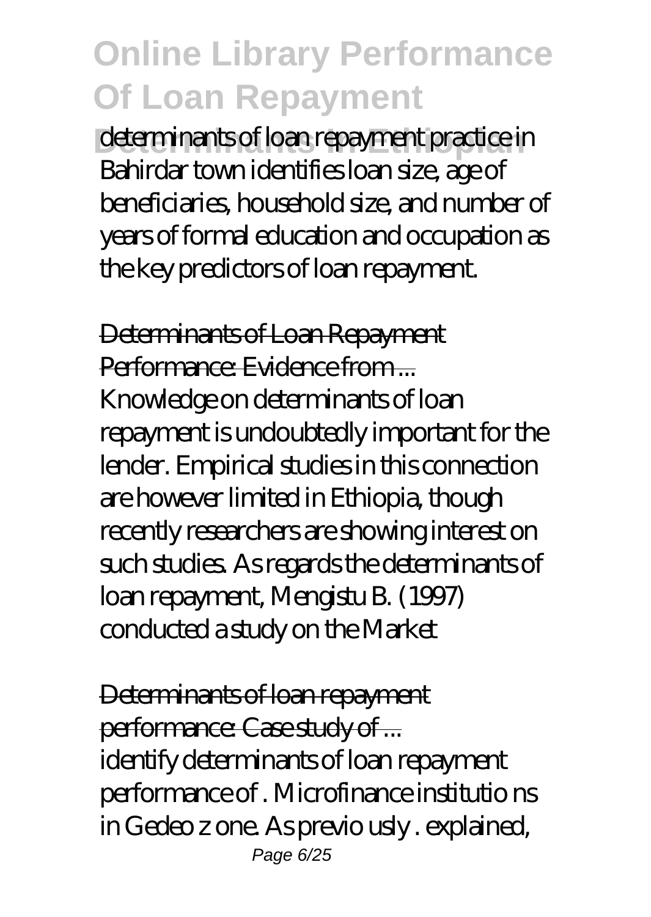determinants of loan repayment practice in Bahirdar town identifies loan size, age of beneficiaries, household size, and number of years of formal education and occupation as the key predictors of loan repayment.

Determinants of Loan Repayment Performance: Evidence from ...

Knowledge on determinants of loan repayment is undoubtedly important for the lender. Empirical studies in this connection are however limited in Ethiopia, though recently researchers are showing interest on such studies. As regards the determinants of loan repayment, Mengistu B. (1997) conducted a study on the Market

Determinants of loan repayment performance: Case study of ...

identify determinants of loan repayment performance of . Microfinance institutio ns in Gedeo z one. As previo usly . explained,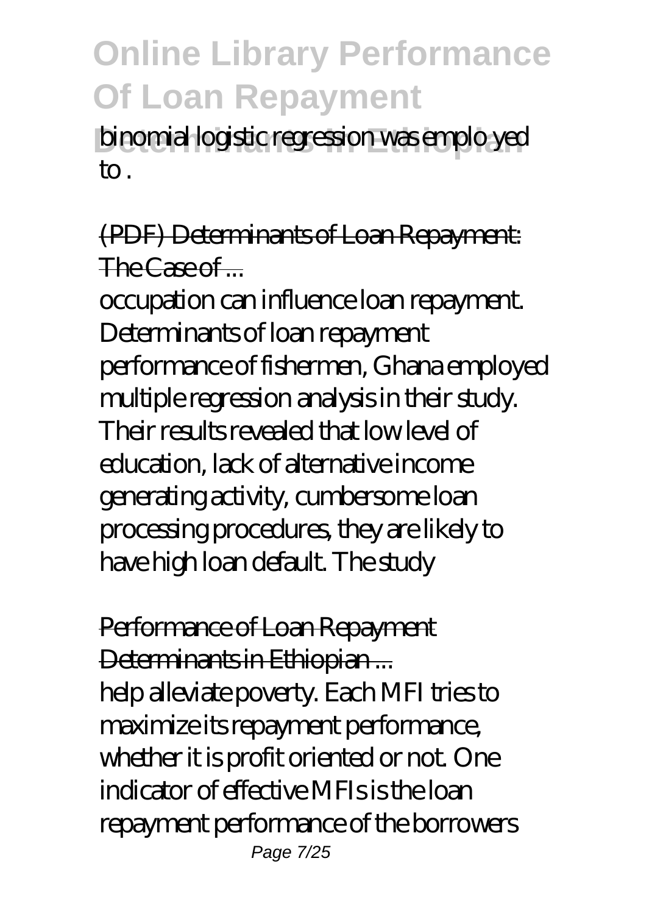binomial logistic regression was emplo yed to .

(PDF) Determinants of Loan Repayment: The Case of ...

occupation can influence loan repayment. Determinants of loan repayment performance of fishermen, Ghana employed multiple regression analysis in their study. Their results revealed that low level of education, lack of alternative income generating activity, cumbersome loan processing procedures, they are likely to have high loan default. The study

Performance of Loan Repayment Determinants in Ethiopian ...

help alleviate poverty. Each MFI tries to maximize its repayment performance, whether it is profit oriented or not. One indicator of effective MFIs is the loan repayment performance of the borrowers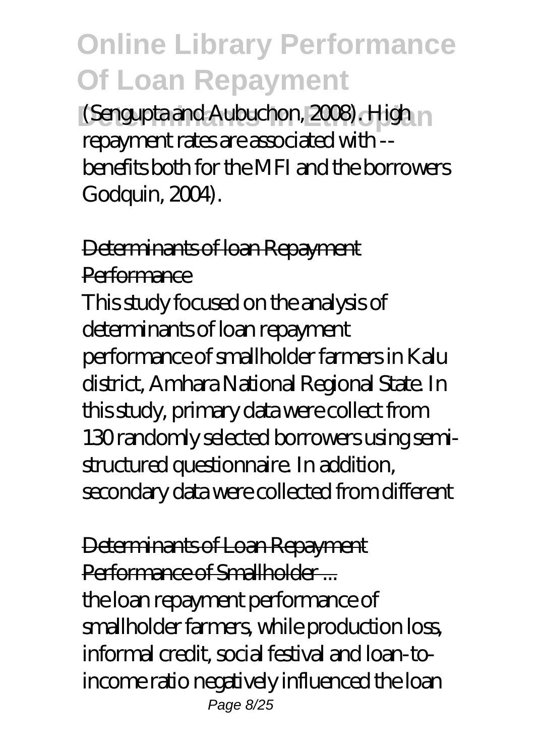(Sengupta and Aubuchon, 2008). High repayment rates are associated with -- benefits both for the MFI and the borrowers Godquin, 2004).

## Determinants of loan Repayment Performance

This study focused on the analysis of determinants of loan repayment performance of smallholder farmers in Kalu district, Amhara National Regional State. In this study, primary data were collect from 130 randomly selected borrowers using semi-structured questionnaire. In addition, secondary data were collected from different

## Determinants of Loan Repayment Performance of Smallholder ...

the loan repayment performance of smallholder farmers, while production loss, informal credit, social festival and loan-to-income ratio negatively influenced the loan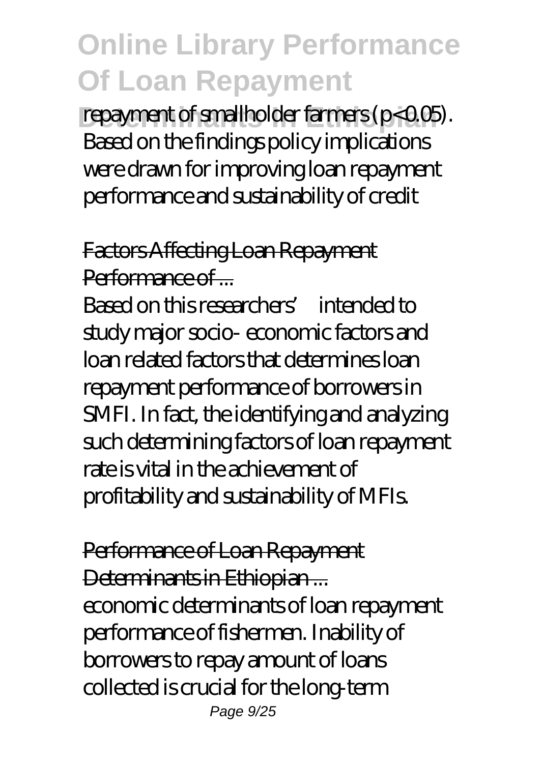repayment of smallholder farmers ($p<0.05$). Based on the findings policy implications were drawn for improving loan repayment performance and sustainability of credit

## Factors Affecting Loan Repayment Performance of ...

Based on this researchers' intended to study major socio- economic factors and loan related factors that determines loan repayment performance of borrowers in SMFI. In fact, the identifying and analyzing such determining factors of loan repayment rate is vital in the achievement of profitability and sustainability of MFIs.

## Performance of Loan Repayment Determinants in Ethiopian ...

economic determinants of loan repayment performance of fishermen. Inability of borrowers to repay amount of loans collected is crucial for the long-term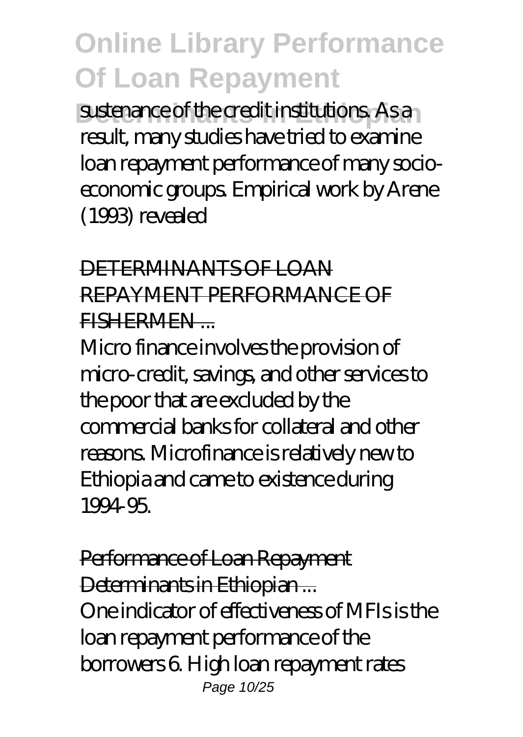sustenance of the credit institutions. As a result, many studies have tried to examine loan repayment performance of many socio-economic groups. Empirical work by Arene (1993) revealed

DETERMINANTS OF LOAN REPAYMENT PERFORMANCE OF FISHERMEN ...

Micro finance involves the provision of micro-credit, savings, and other services to the poor that are excluded by the commercial banks for collateral and other reasons. Microfinance is relatively new to Ethiopia and came to existence during 1994-95.

Performance of Loan Repayment Determinants in Ethiopian ...

One indicator of effectiveness of MFIs is the loan repayment performance of the borrowers 6. High loan repayment rates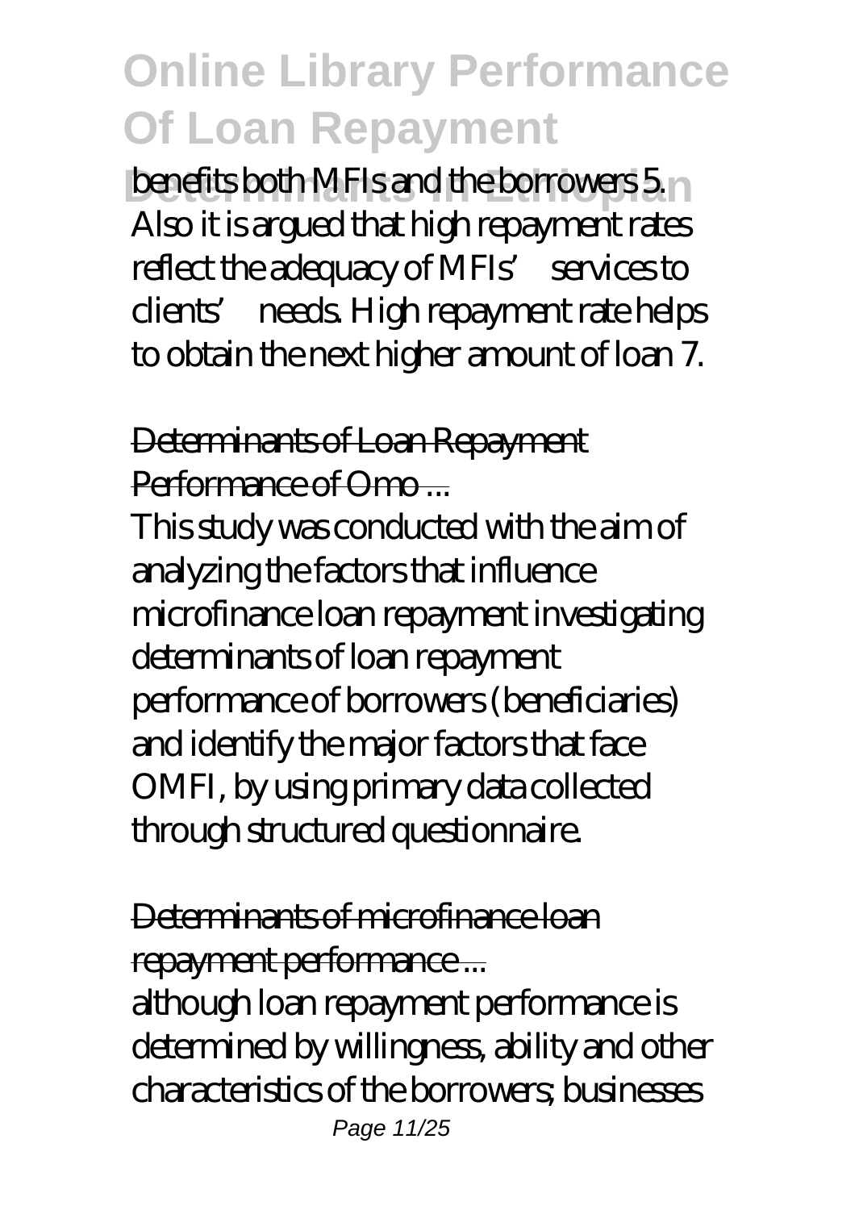benefits both MFIs and the borrowers 5. Also it is argued that high repayment rates reflect the adequacy of MFIs' services to clients' needs. High repayment rate helps to obtain the next higher amount of loan 7.

## Determinants of Loan Repayment Performance of Omo ...

This study was conducted with the aim of analyzing the factors that influence microfinance loan repayment investigating determinants of loan repayment performance of borrowers (beneficiaries) and identify the major factors that face OMFI, by using primary data collected through structured questionnaire.

## Determinants of microfinance loan repayment performance ...

although loan repayment performance is determined by willingness, ability and other characteristics of the borrowers; businesses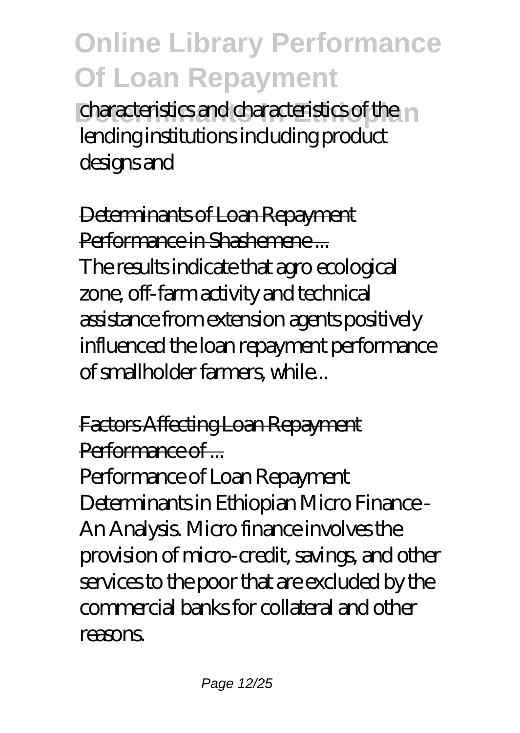characteristics and characteristics of the lending institutions including product designs and

Determinants of Loan Repayment Performance in Shashemene ...

The results indicate that agro ecological zone, off-farm activity and technical assistance from extension agents positively influenced the loan repayment performance of smallholder farmers, while...

Factors Affecting Loan Repayment Performance of ...

Performance of Loan Repayment Determinants in Ethiopian Micro Finance - An Analysis. Micro finance involves the provision of micro-credit, savings, and other services to the poor that are excluded by the commercial banks for collateral and other reasons.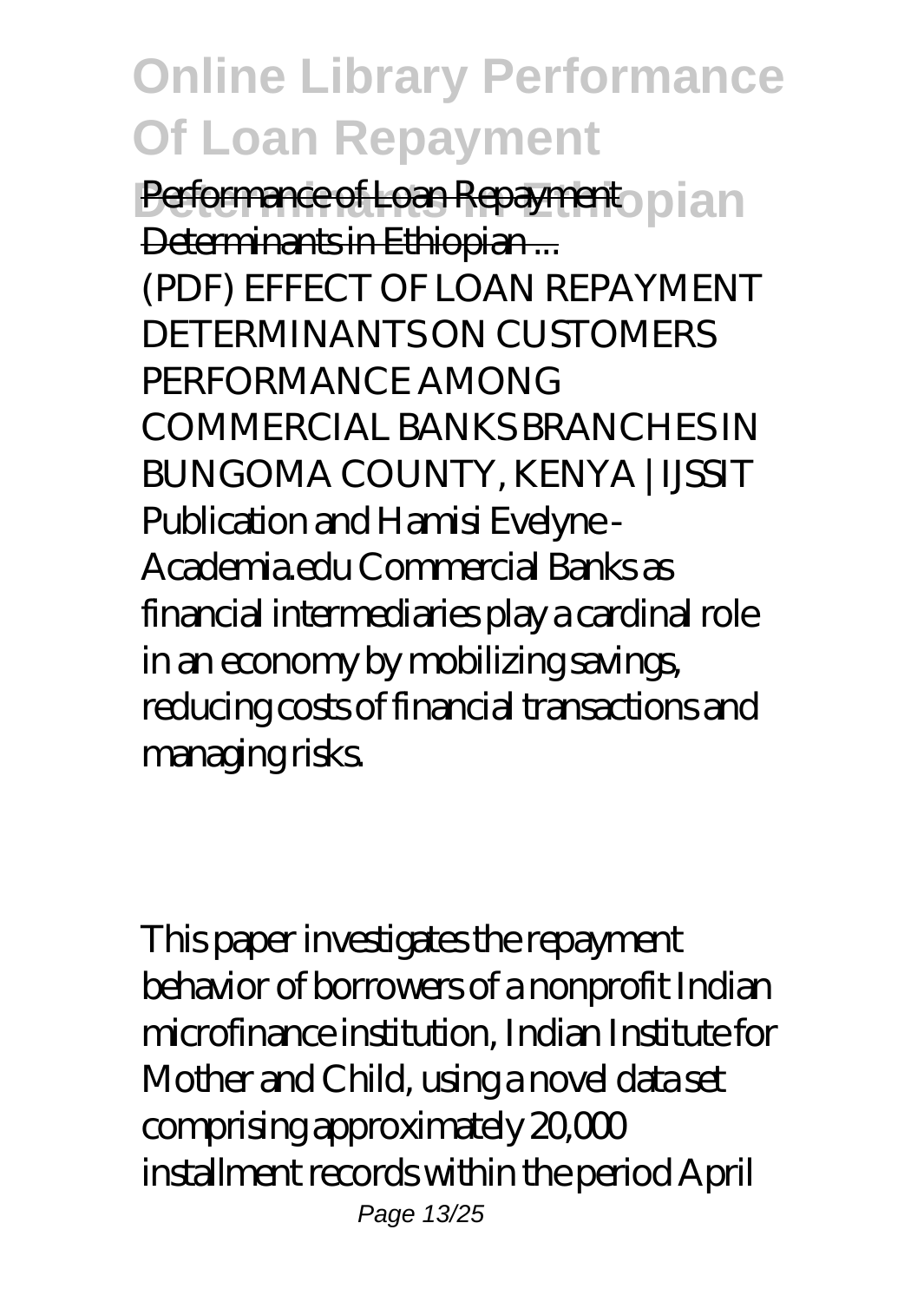Performance of Loan Repayment Determinants in Ethiopian ...

(PDF) EFFECT OF LOAN REPAYMENT DETERMINANTS ON CUSTOMERS PERFORMANCE AMONG COMMERCIAL BANKS BRANCHES IN BUNGOMA COUNTY, KENYA | IJSSIT Publication and Hamisi Evelyne - Academia.edu Commercial Banks as financial intermediaries play a cardinal role in an economy by mobilizing savings, reducing costs of financial transactions and managing risks.

This paper investigates the repayment behavior of borrowers of a nonprofit Indian microfinance institution, Indian Institute for Mother and Child, using a novel data set comprising approximately 20,000 installment records within the period April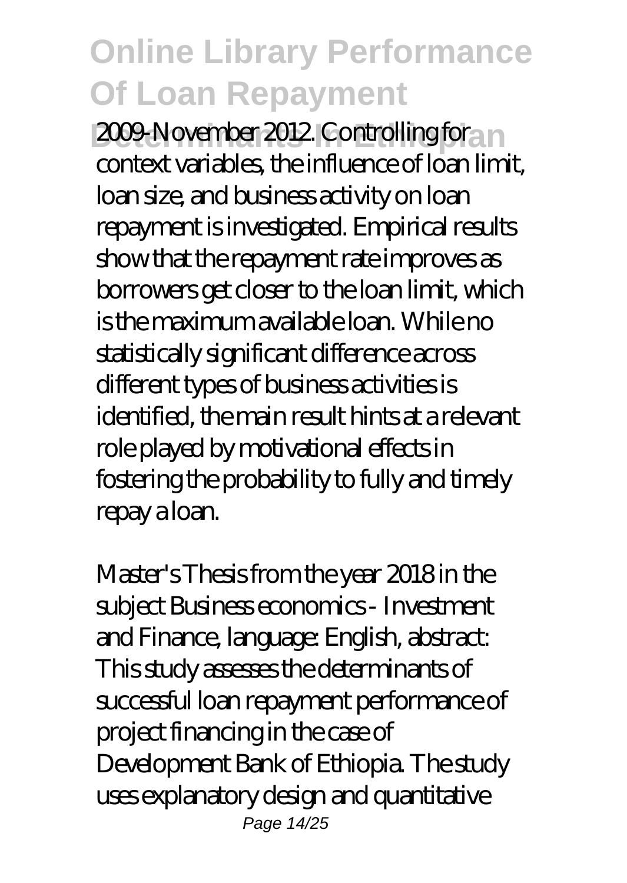2009-November 2012. Controlling for context variables, the influence of loan limit, loan size, and business activity on loan repayment is investigated. Empirical results show that the repayment rate improves as borrowers get closer to the loan limit, which is the maximum available loan. While no statistically significant difference across different types of business activities is identified, the main result hints at a relevant role played by motivational effects in fostering the probability to fully and timely repay a loan.

Master's Thesis from the year 2018 in the subject Business economics - Investment and Finance, language: English, abstract: This study assesses the determinants of successful loan repayment performance of project financing in the case of Development Bank of Ethiopia. The study uses explanatory design and quantitative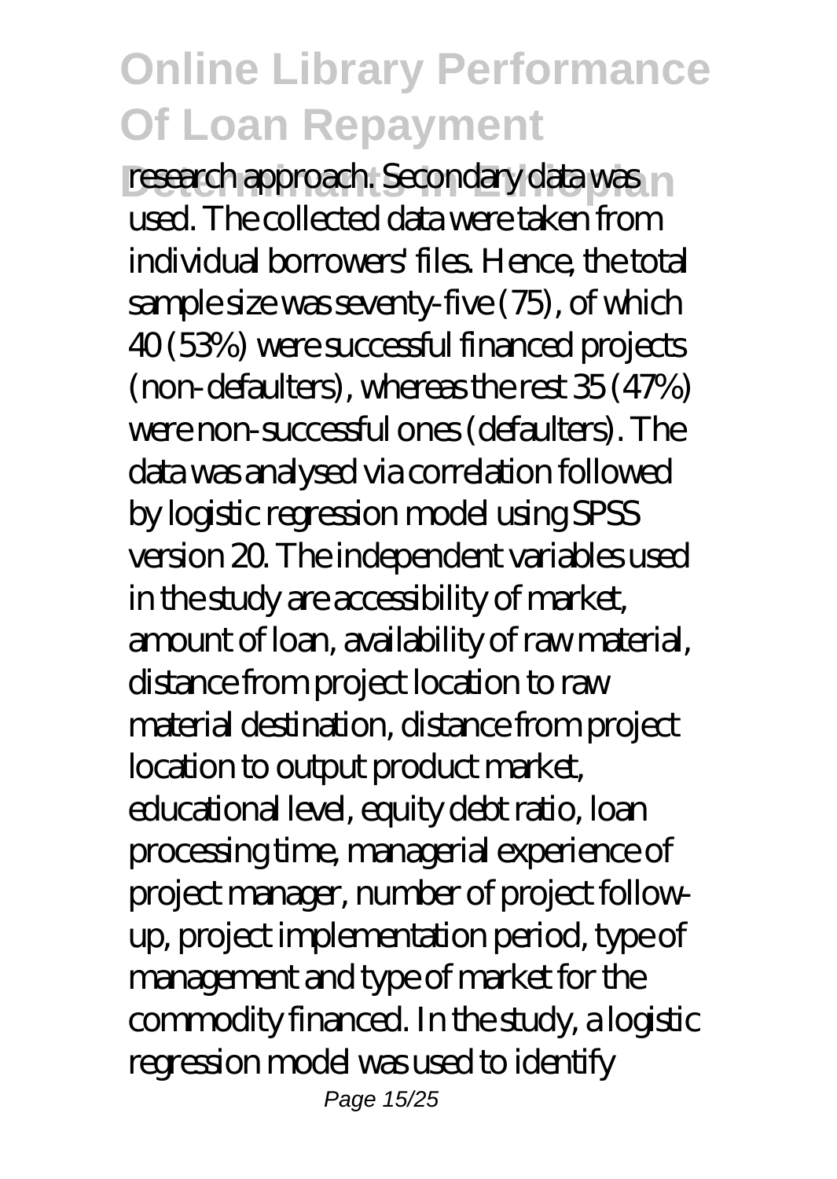research approach. Secondary data was used. The collected data were taken from individual borrowers' files. Hence, the total sample size was seventy-five (75), of which 40 (53%) were successful financed projects (non-defaulters), whereas the rest 35 (47%) were non-successful ones (defaulters). The data was analysed via correlation followed by logistic regression model using SPSS version 20. The independent variables used in the study are accessibility of market, amount of loan, availability of raw material, distance from project location to raw material destination, distance from project location to output product market, educational level, equity debt ratio, loan processing time, managerial experience of project manager, number of project follow-up, project implementation period, type of management and type of market for the commodity financed. In the study, a logistic regression model was used to identify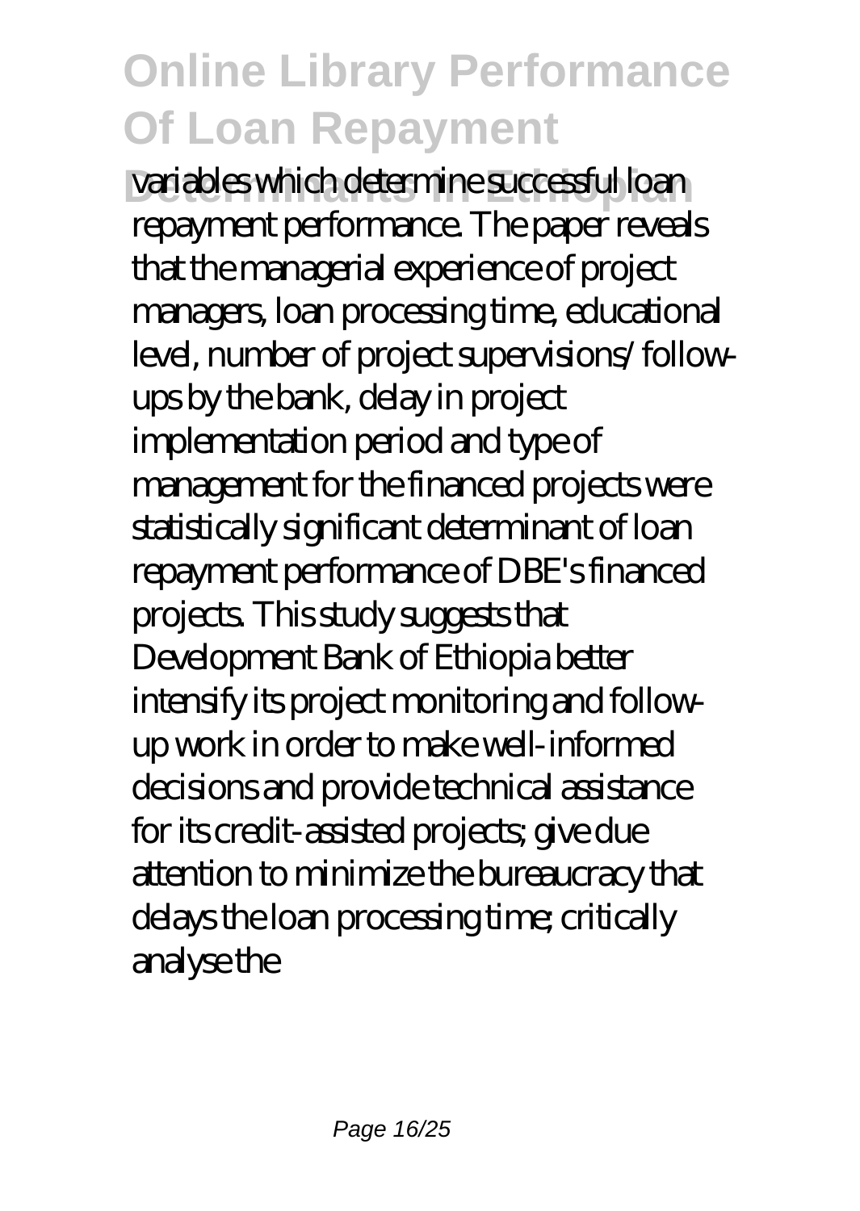variables which determine successful loan repayment performance. The paper reveals that the managerial experience of project managers, loan processing time, educational level, number of project supervisions/ follow-ups by the bank, delay in project implementation period and type of management for the financed projects were statistically significant determinant of loan repayment performance of DBE's financed projects. This study suggests that Development Bank of Ethiopia better intensify its project monitoring and follow-up work in order to make well-informed decisions and provide technical assistance for its credit-assisted projects; give due attention to minimize the bureaucracy that delays the loan processing time; critically analyse the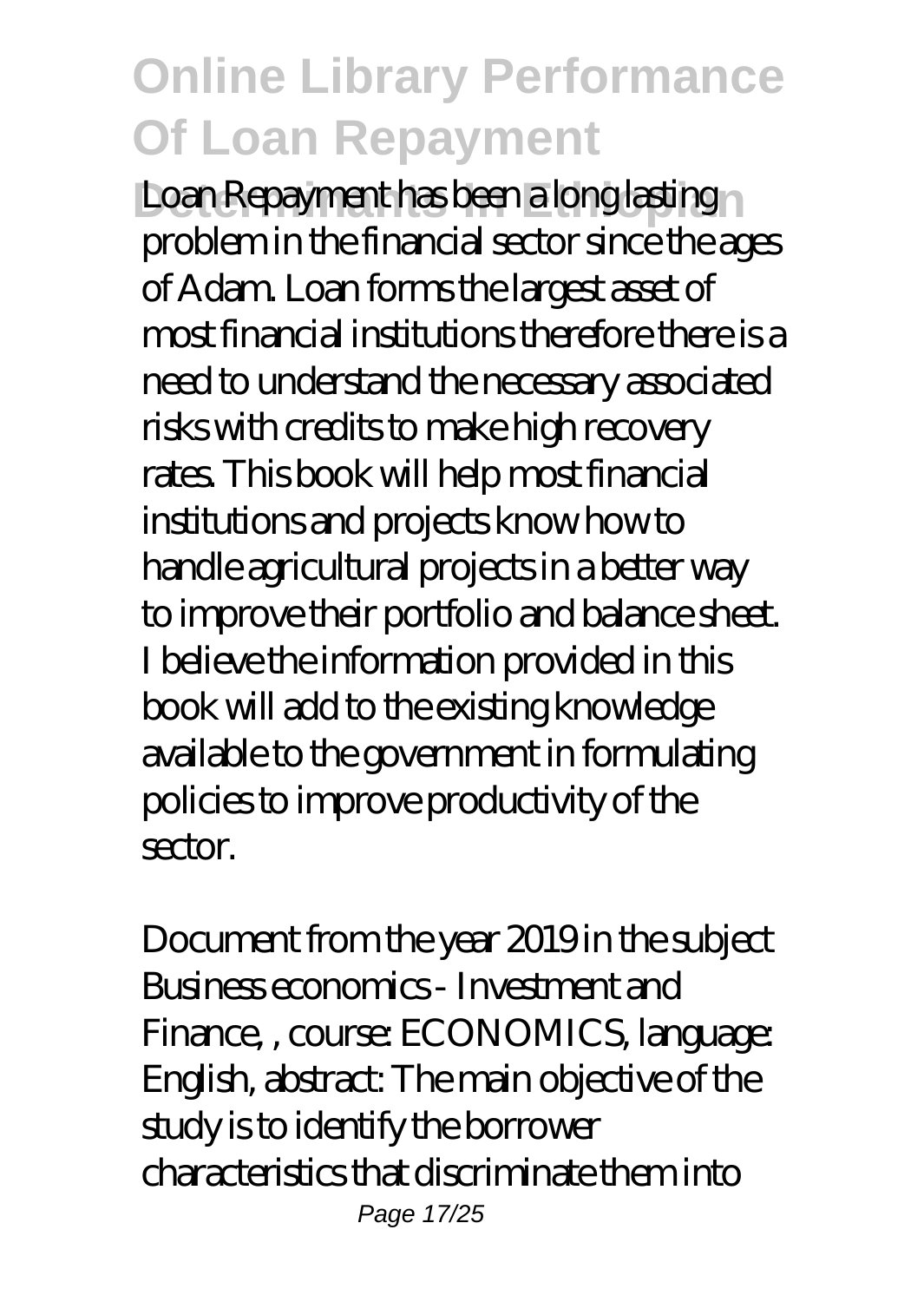Loan Repayment has been a long lasting problem in the financial sector since the ages of Adam. Loan forms the largest asset of most financial institutions therefore there is a need to understand the necessary associated risks with credits to make high recovery rates. This book will help most financial institutions and projects know how to handle agricultural projects in a better way to improve their portfolio and balance sheet. I believe the information provided in this book will add to the existing knowledge available to the government in formulating policies to improve productivity of the sector.

Document from the year 2019 in the subject Business economics - Investment and Finance, , course: ECONOMICS, language: English, abstract: The main objective of the study is to identify the borrower characteristics that discriminate them into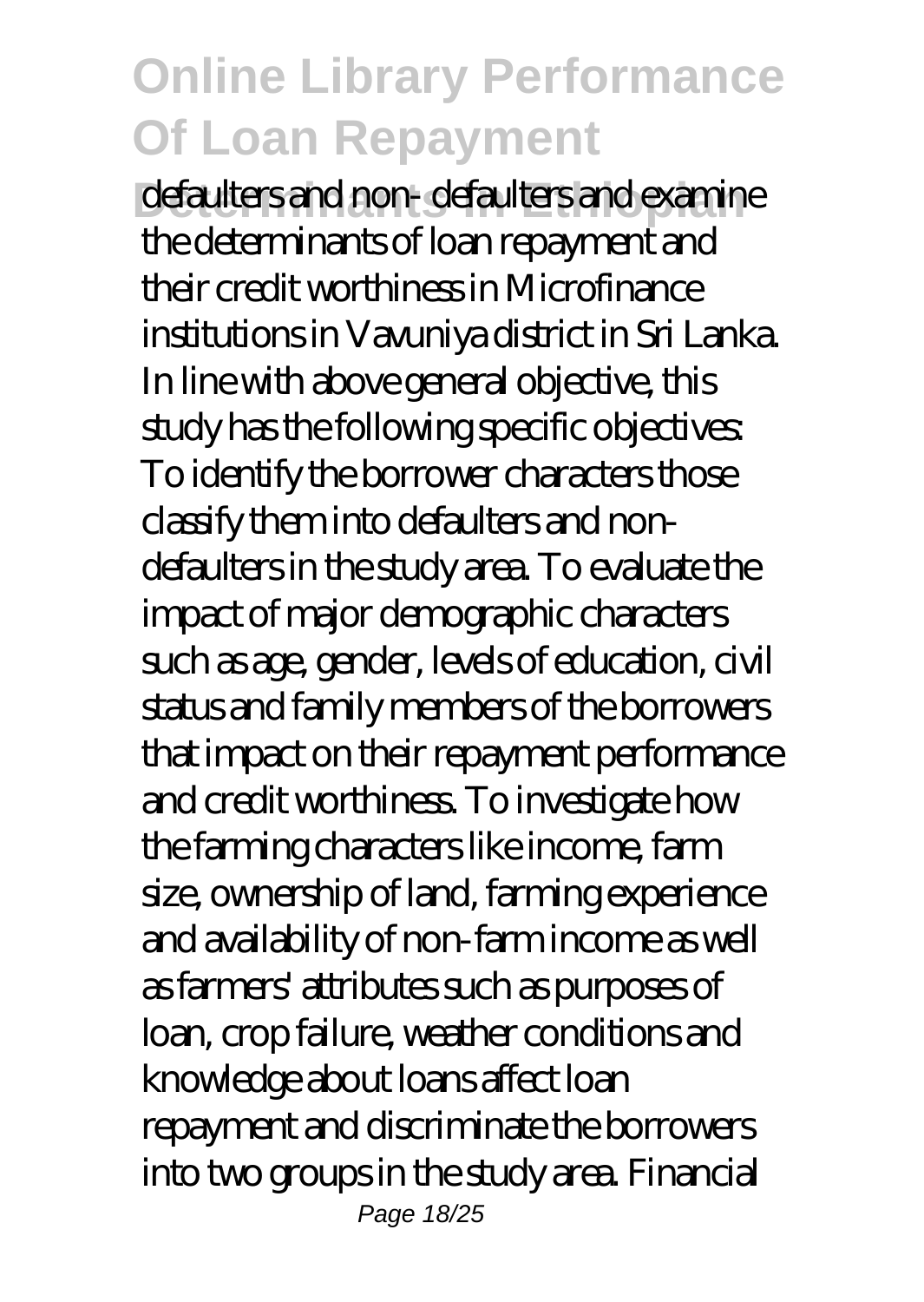defaulters and non- defaulters and examine the determinants of loan repayment and their credit worthiness in Microfinance institutions in Vavuniya district in Sri Lanka. In line with above general objective, this study has the following specific objectives: To identify the borrower characters those classify them into defaulters and non-defaulters in the study area. To evaluate the impact of major demographic characters such as age, gender, levels of education, civil status and family members of the borrowers that impact on their repayment performance and credit worthiness. To investigate how the farming characters like income, farm size, ownership of land, farming experience and availability of non-farm income as well as farmers' attributes such as purposes of loan, crop failure, weather conditions and knowledge about loans affect loan repayment and discriminate the borrowers into two groups in the study area. Financial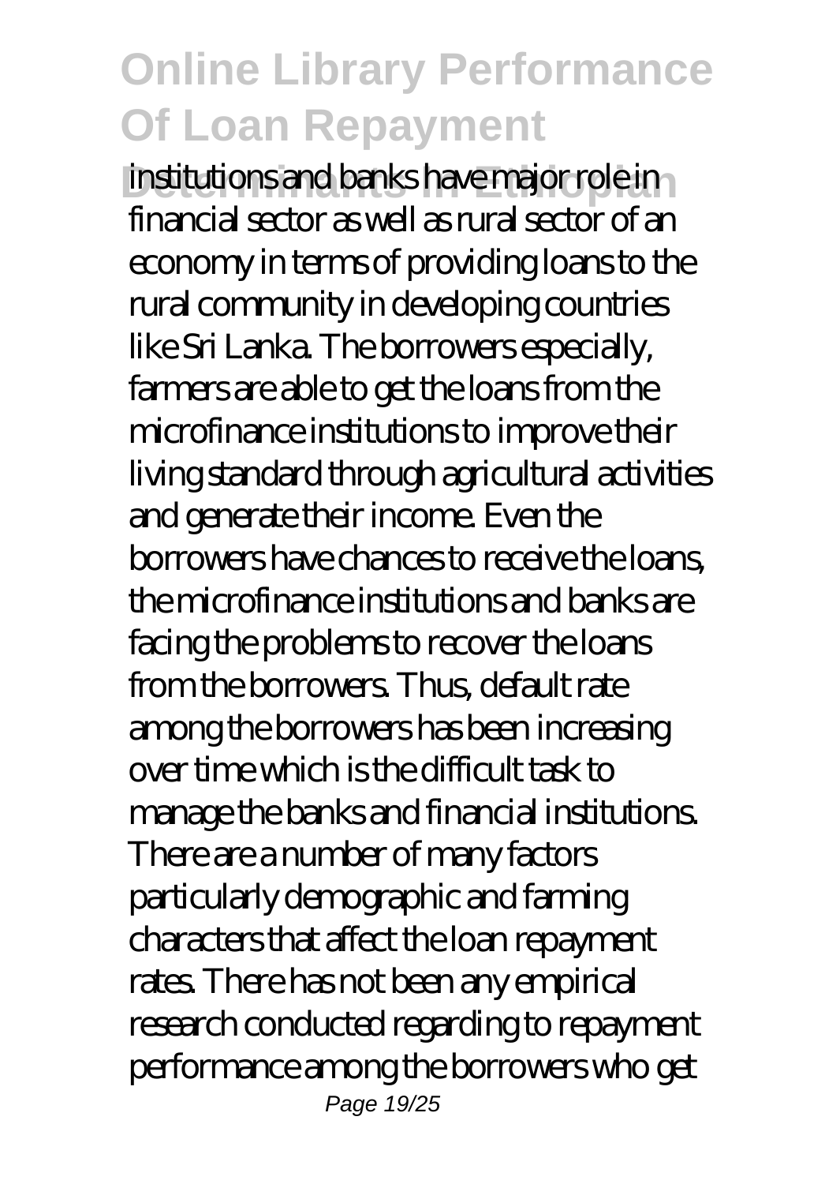institutions and banks have major role in financial sector as well as rural sector of an economy in terms of providing loans to the rural community in developing countries like Sri Lanka. The borrowers especially, farmers are able to get the loans from the microfinance institutions to improve their living standard through agricultural activities and generate their income. Even the borrowers have chances to receive the loans, the microfinance institutions and banks are facing the problems to recover the loans from the borrowers. Thus, default rate among the borrowers has been increasing over time which is the difficult task to manage the banks and financial institutions. There are a number of many factors particularly demographic and farming characters that affect the loan repayment rates. There has not been any empirical research conducted regarding to repayment performance among the borrowers who get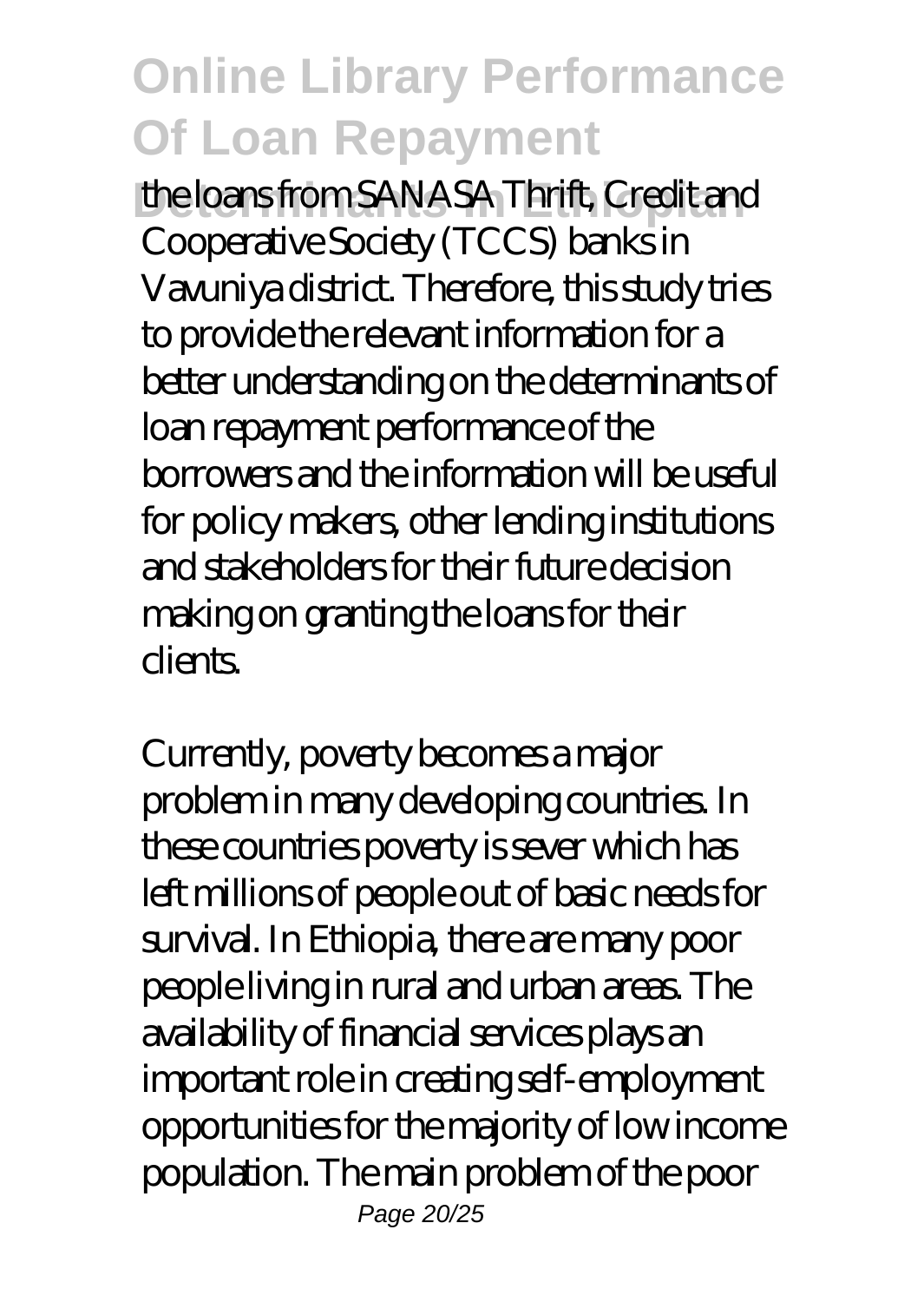the loans from SANASA Thrift, Credit and Cooperative Society (TCCS) banks in Vavuniya district. Therefore, this study tries to provide the relevant information for a better understanding on the determinants of loan repayment performance of the borrowers and the information will be useful for policy makers, other lending institutions and stakeholders for their future decision making on granting the loans for their clients.

Currently, poverty becomes a major problem in many developing countries. In these countries poverty is sever which has left millions of people out of basic needs for survival. In Ethiopia, there are many poor people living in rural and urban areas. The availability of financial services plays an important role in creating self-employment opportunities for the majority of low income population. The main problem of the poor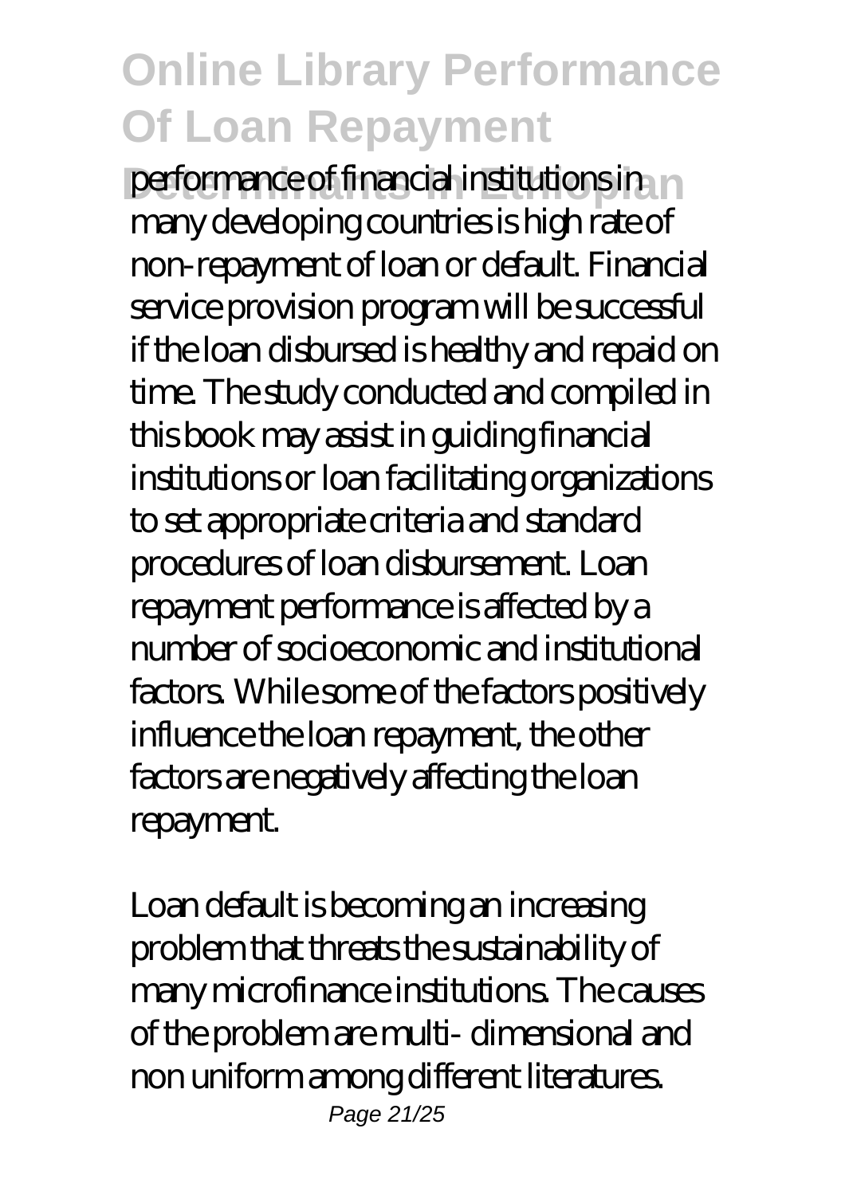performance of financial institutions in many developing countries is high rate of non-repayment of loan or default. Financial service provision program will be successful if the loan disbursed is healthy and repaid on time. The study conducted and compiled in this book may assist in guiding financial institutions or loan facilitating organizations to set appropriate criteria and standard procedures of loan disbursement. Loan repayment performance is affected by a number of socioeconomic and institutional factors. While some of the factors positively influence the loan repayment, the other factors are negatively affecting the loan repayment.

Loan default is becoming an increasing problem that threats the sustainability of many microfinance institutions. The causes of the problem are multi- dimensional and non uniform among different literatures.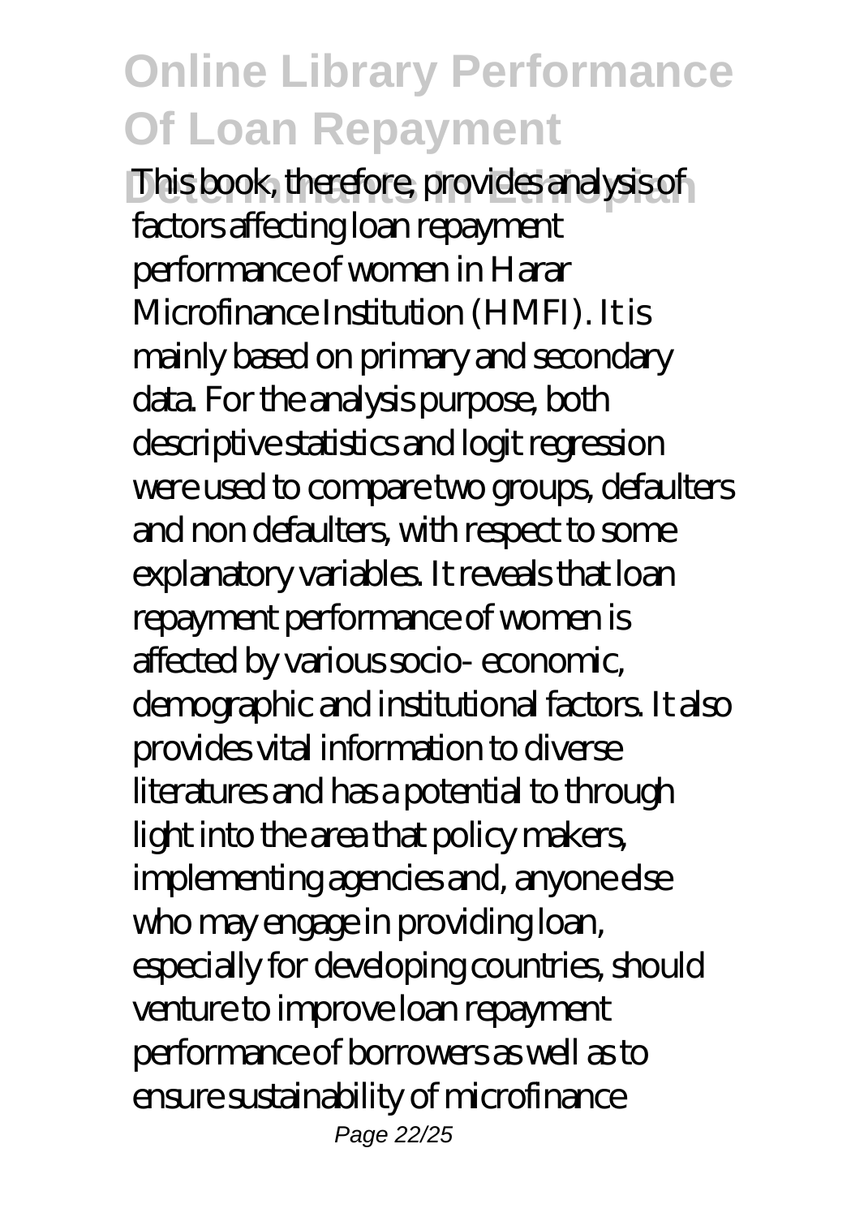This book, therefore, provides analysis of factors affecting loan repayment performance of women in Harar Microfinance Institution (HMFI). It is mainly based on primary and secondary data. For the analysis purpose, both descriptive statistics and logit regression were used to compare two groups, defaulters and non defaulters, with respect to some explanatory variables. It reveals that loan repayment performance of women is affected by various socio- economic, demographic and institutional factors. It also provides vital information to diverse literatures and has a potential to through light into the area that policy makers, implementing agencies and, anyone else who may engage in providing loan, especially for developing countries, should venture to improve loan repayment performance of borrowers as well as to ensure sustainability of microfinance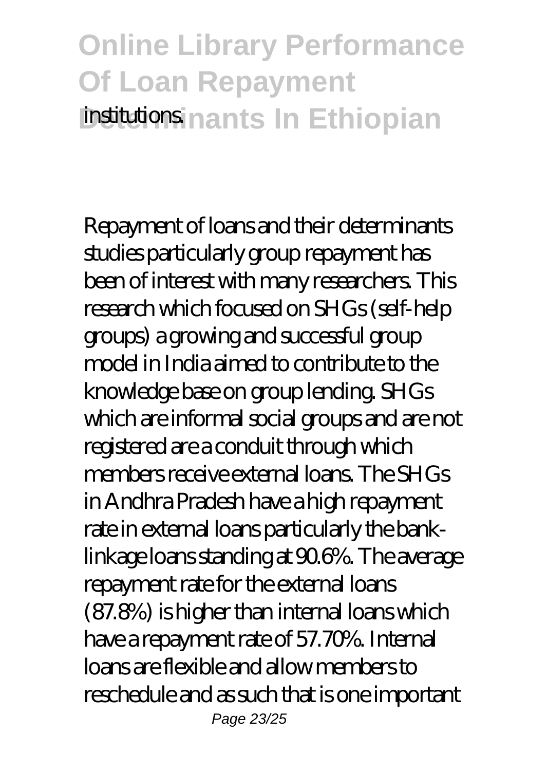institutions.

Repayment of loans and their determinants studies particularly group repayment has been of interest with many researchers. This research which focused on SHGs (self-help groups) a growing and successful group model in India aimed to contribute to the knowledge base on group lending. SHGs which are informal social groups and are not registered are a conduit through which members receive external loans. The SHGs in Andhra Pradesh have a high repayment rate in external loans particularly the bank-linkage loans standing at 90.6%. The average repayment rate for the external loans (87.8%) is higher than internal loans which have a repayment rate of 57.70%. Internal loans are flexible and allow members to reschedule and as such that is one important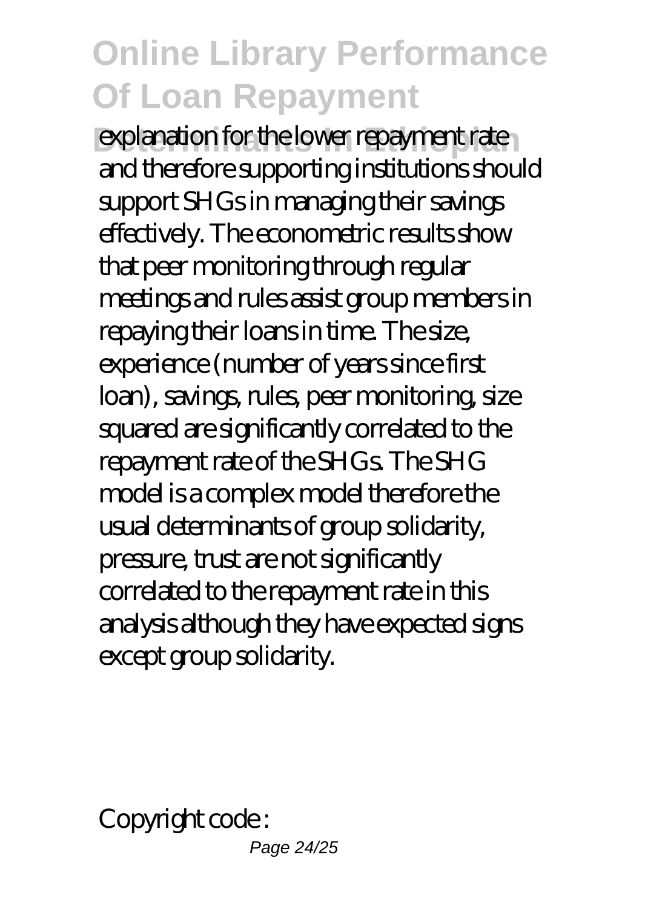explanation for the lower repayment rate and therefore supporting institutions should support SHGs in managing their savings effectively. The econometric results show that peer monitoring through regular meetings and rules assist group members in repaying their loans in time. The size, experience (number of years since first loan), savings, rules, peer monitoring, size squared are significantly correlated to the repayment rate of the SHGs. The SHG model is a complex model therefore the usual determinants of group solidarity, pressure, trust are not significantly correlated to the repayment rate in this analysis although they have expected signs except group solidarity.

Copyright code :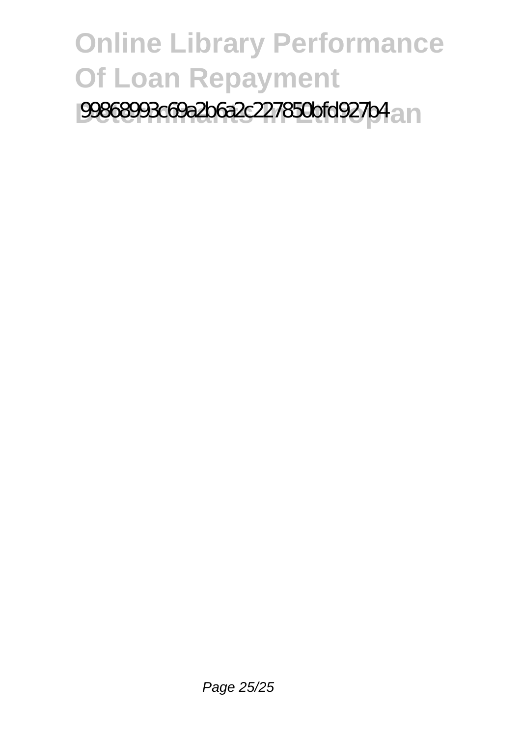99868993c69a2b6a2c227850bfd927b4